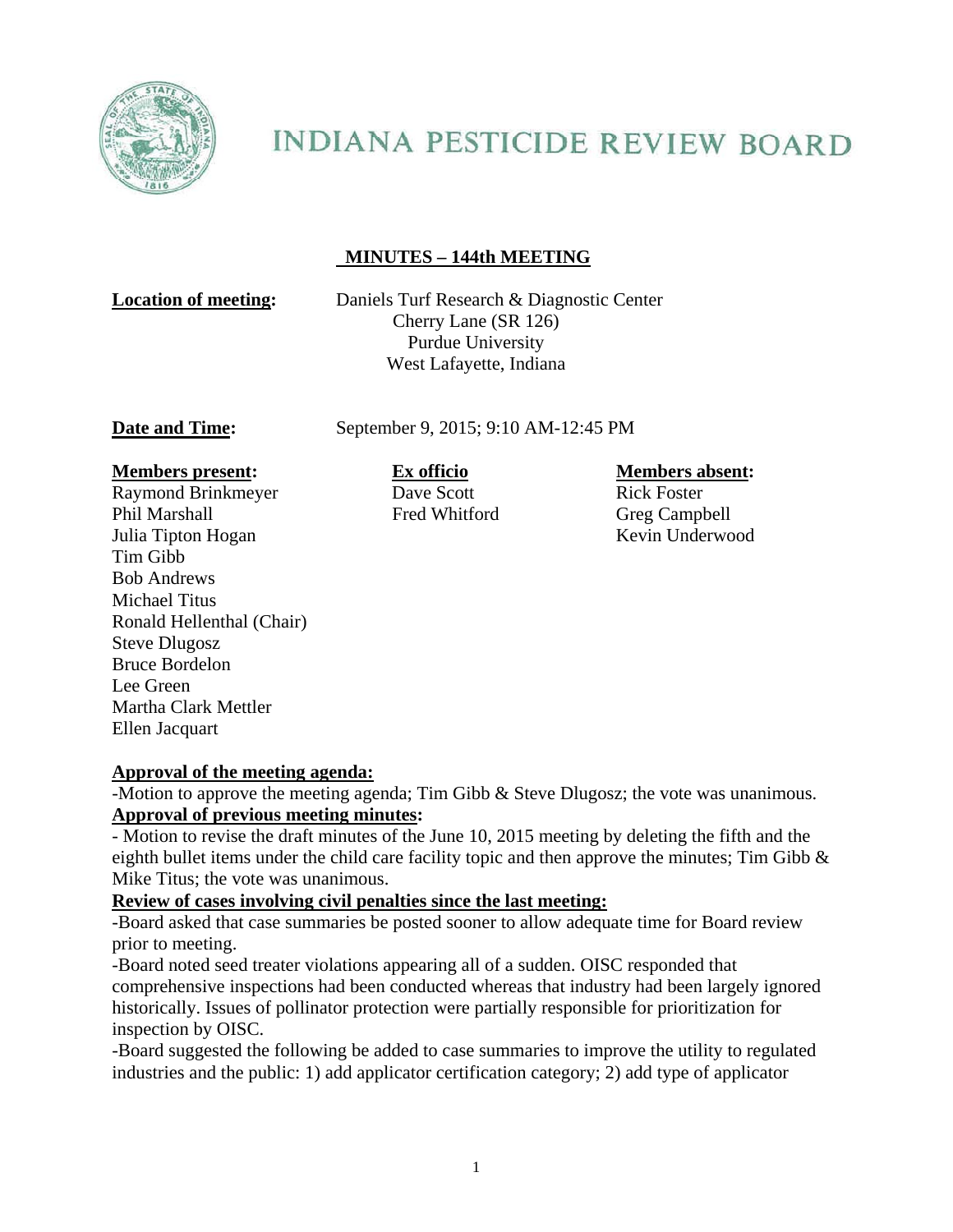# INDIANA PESTICIDE REVIEW BOARD

## MINUTES – 144th MEETING

**Location of meeting:** Daniels Turf Research & Diagnostic Center
Cherry Lane (SR 126)
Purdue University
West Lafayette, Indiana

**Date and Time:** September 9, 2015; 9:10 AM-12:45 PM

**Members present:**
Raymond Brinkmeyer
Phil Marshall
Julia Tipton Hogan
Tim Gibb
Bob Andrews
Michael Titus
Ronald Hellenthal (Chair)
Steve Dlugosz
Bruce Bordelon
Lee Green
Martha Clark Mettler
Ellen Jacquart

**Ex officio**
Dave Scott
Fred Whitford

**Members absent:**
Rick Foster
Greg Campbell
Kevin Underwood

**Approval of the meeting agenda:**

-Motion to approve the meeting agenda; Tim Gibb & Steve Dlugosz; the vote was unanimous.

**Approval of previous meeting minutes:**

- Motion to revise the draft minutes of the June 10, 2015 meeting by deleting the fifth and the eighth bullet items under the child care facility topic and then approve the minutes; Tim Gibb & Mike Titus; the vote was unanimous.

**Review of cases involving civil penalties since the last meeting:**

-Board asked that case summaries be posted sooner to allow adequate time for Board review prior to meeting.

-Board noted seed treater violations appearing all of a sudden. OISC responded that comprehensive inspections had been conducted whereas that industry had been largely ignored historically. Issues of pollinator protection were partially responsible for prioritization for inspection by OISC.

-Board suggested the following be added to case summaries to improve the utility to regulated industries and the public: 1) add applicator certification category; 2) add type of applicator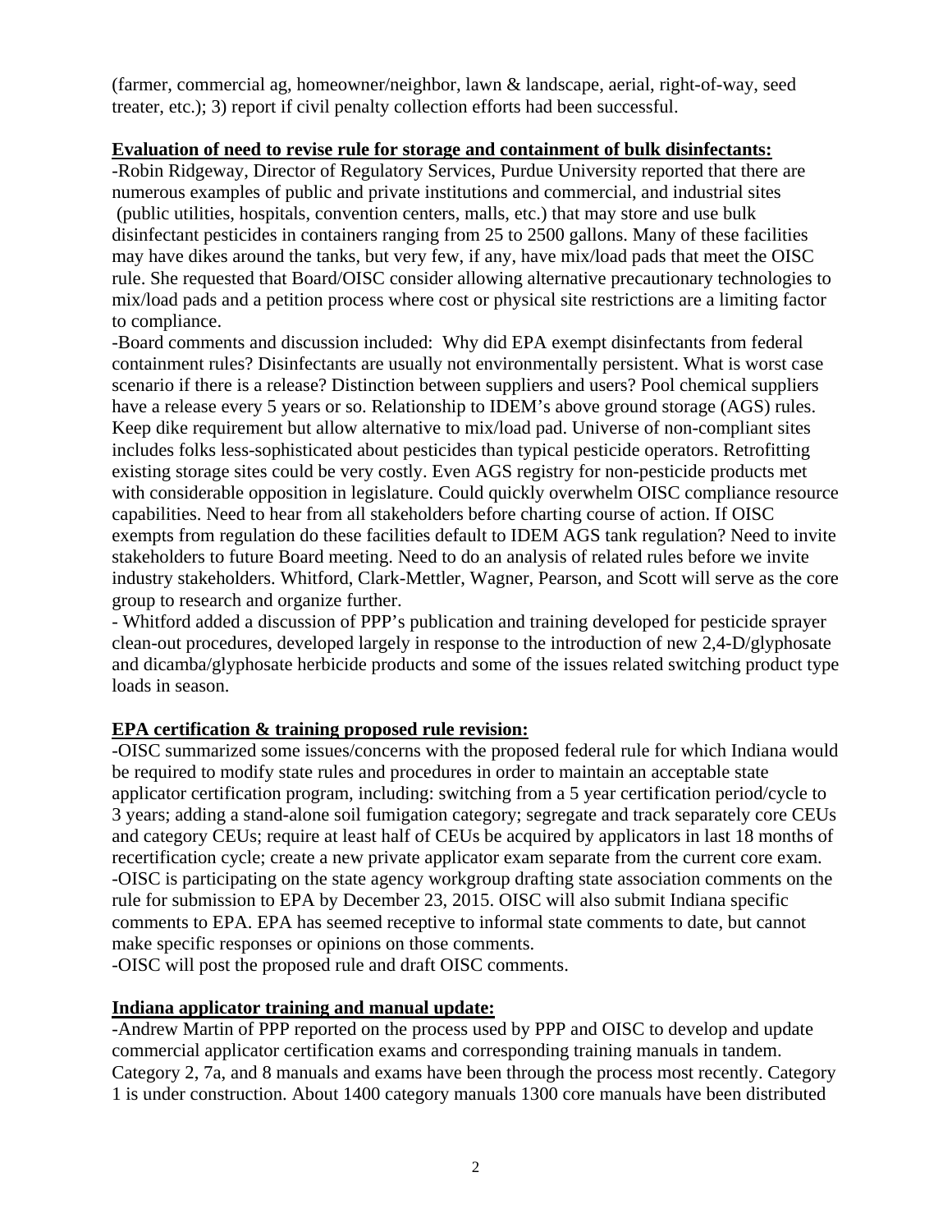(farmer, commercial ag, homeowner/neighbor, lawn & landscape, aerial, right-of-way, seed treater, etc.); 3) report if civil penalty collection efforts had been successful.

**Evaluation of need to revise rule for storage and containment of bulk disinfectants:**

-Robin Ridgeway, Director of Regulatory Services, Purdue University reported that there are numerous examples of public and private institutions and commercial, and industrial sites (public utilities, hospitals, convention centers, malls, etc.) that may store and use bulk disinfectant pesticides in containers ranging from 25 to 2500 gallons. Many of these facilities may have dikes around the tanks, but very few, if any, have mix/load pads that meet the OISC rule. She requested that Board/OISC consider allowing alternative precautionary technologies to mix/load pads and a petition process where cost or physical site restrictions are a limiting factor to compliance.

-Board comments and discussion included: Why did EPA exempt disinfectants from federal containment rules? Disinfectants are usually not environmentally persistent. What is worst case scenario if there is a release? Distinction between suppliers and users? Pool chemical suppliers have a release every 5 years or so. Relationship to IDEM's above ground storage (AGS) rules. Keep dike requirement but allow alternative to mix/load pad. Universe of non-compliant sites includes folks less-sophisticated about pesticides than typical pesticide operators. Retrofitting existing storage sites could be very costly. Even AGS registry for non-pesticide products met with considerable opposition in legislature. Could quickly overwhelm OISC compliance resource capabilities. Need to hear from all stakeholders before charting course of action. If OISC exempts from regulation do these facilities default to IDEM AGS tank regulation? Need to invite stakeholders to future Board meeting. Need to do an analysis of related rules before we invite industry stakeholders. Whitford, Clark-Mettler, Wagner, Pearson, and Scott will serve as the core group to research and organize further.

- Whitford added a discussion of PPP's publication and training developed for pesticide sprayer clean-out procedures, developed largely in response to the introduction of new 2,4-D/glyphosate and dicamba/glyphosate herbicide products and some of the issues related switching product type loads in season.

**EPA certification & training proposed rule revision:**

-OISC summarized some issues/concerns with the proposed federal rule for which Indiana would be required to modify state rules and procedures in order to maintain an acceptable state applicator certification program, including: switching from a 5 year certification period/cycle to 3 years; adding a stand-alone soil fumigation category; segregate and track separately core CEUs and category CEUs; require at least half of CEUs be acquired by applicators in last 18 months of recertification cycle; create a new private applicator exam separate from the current core exam.

-OISC is participating on the state agency workgroup drafting state association comments on the rule for submission to EPA by December 23, 2015. OISC will also submit Indiana specific comments to EPA. EPA has seemed receptive to informal state comments to date, but cannot make specific responses or opinions on those comments.

-OISC will post the proposed rule and draft OISC comments.

**Indiana applicator training and manual update:**

-Andrew Martin of PPP reported on the process used by PPP and OISC to develop and update commercial applicator certification exams and corresponding training manuals in tandem. Category 2, 7a, and 8 manuals and exams have been through the process most recently. Category 1 is under construction. About 1400 category manuals 1300 core manuals have been distributed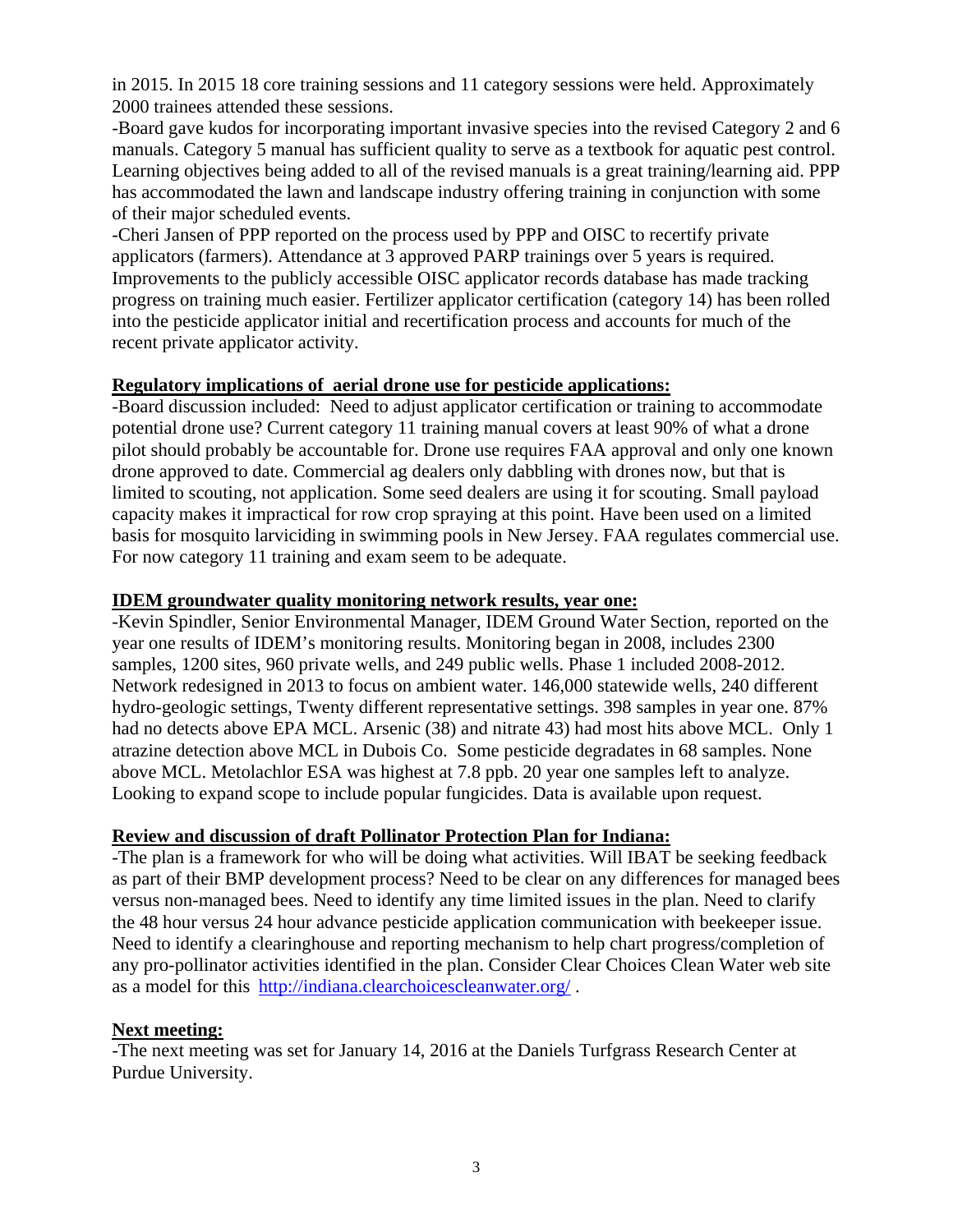in 2015. In 2015 18 core training sessions and 11 category sessions were held. Approximately 2000 trainees attended these sessions.

-Board gave kudos for incorporating important invasive species into the revised Category 2 and 6 manuals. Category 5 manual has sufficient quality to serve as a textbook for aquatic pest control. Learning objectives being added to all of the revised manuals is a great training/learning aid. PPP has accommodated the lawn and landscape industry offering training in conjunction with some of their major scheduled events.

-Cheri Jansen of PPP reported on the process used by PPP and OISC to recertify private applicators (farmers). Attendance at 3 approved PARP trainings over 5 years is required. Improvements to the publicly accessible OISC applicator records database has made tracking progress on training much easier. Fertilizer applicator certification (category 14) has been rolled into the pesticide applicator initial and recertification process and accounts for much of the recent private applicator activity.

**Regulatory implications of aerial drone use for pesticide applications:**

-Board discussion included: Need to adjust applicator certification or training to accommodate potential drone use? Current category 11 training manual covers at least 90% of what a drone pilot should probably be accountable for. Drone use requires FAA approval and only one known drone approved to date. Commercial ag dealers only dabbling with drones now, but that is limited to scouting, not application. Some seed dealers are using it for scouting. Small payload capacity makes it impractical for row crop spraying at this point. Have been used on a limited basis for mosquito larviciding in swimming pools in New Jersey. FAA regulates commercial use. For now category 11 training and exam seem to be adequate.

**IDEM groundwater quality monitoring network results, year one:**

-Kevin Spindler, Senior Environmental Manager, IDEM Ground Water Section, reported on the year one results of IDEM's monitoring results. Monitoring began in 2008, includes 2300 samples, 1200 sites, 960 private wells, and 249 public wells. Phase 1 included 2008-2012. Network redesigned in 2013 to focus on ambient water. 146,000 statewide wells, 240 different hydro-geologic settings, Twenty different representative settings. 398 samples in year one. 87% had no detects above EPA MCL. Arsenic (38) and nitrate 43) had most hits above MCL. Only 1 atrazine detection above MCL in Dubois Co. Some pesticide degradates in 68 samples. None above MCL. Metolachlor ESA was highest at 7.8 ppb. 20 year one samples left to analyze. Looking to expand scope to include popular fungicides. Data is available upon request.

**Review and discussion of draft Pollinator Protection Plan for Indiana:**

-The plan is a framework for who will be doing what activities. Will IBAT be seeking feedback as part of their BMP development process? Need to be clear on any differences for managed bees versus non-managed bees. Need to identify any time limited issues in the plan. Need to clarify the 48 hour versus 24 hour advance pesticide application communication with beekeeper issue. Need to identify a clearinghouse and reporting mechanism to help chart progress/completion of any pro-pollinator activities identified in the plan. Consider Clear Choices Clean Water web site as a model for this http://indiana.clearchoicescleanwater.org/ .

**Next meeting:**

-The next meeting was set for January 14, 2016 at the Daniels Turfgrass Research Center at Purdue University.